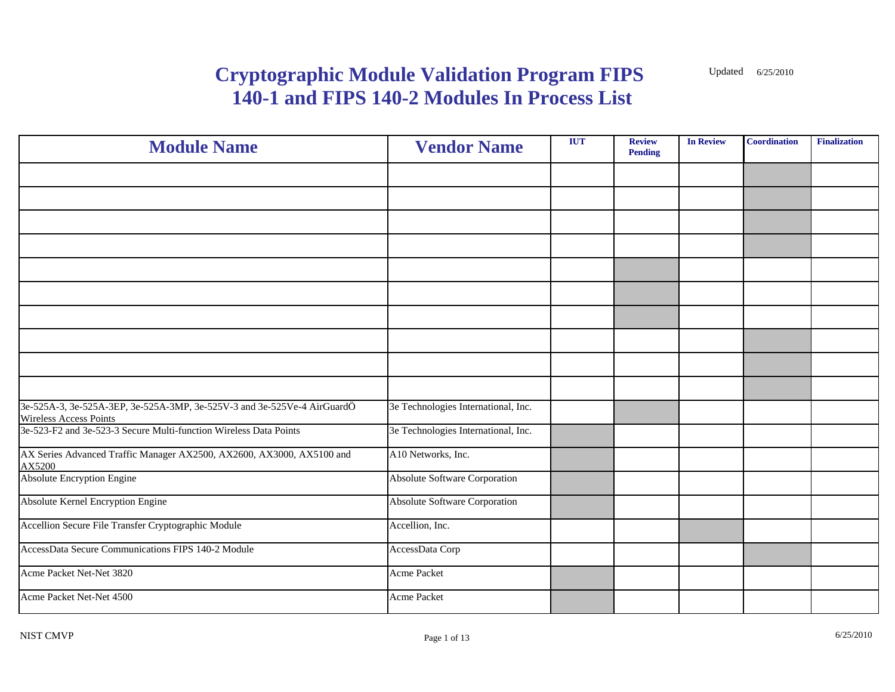# Cryptographic Module Validation Program FIPS 140-1 and FIPS 140-2 Modules In Process List

Updated 6/25/2010

| Module Name | Vendor Name | IUT | Review Pending | In Review | Coordination | Finalization |
|---|---|---|---|---|---|---|
| 3e-525A-3, 3e-525A-3EP, 3e-525A-3MP, 3e-525V-3 and 3e-525Ve-4 AirGuardÖ Wireless Access Points | 3e Technologies International, Inc. | | | | | |
| 3e-523-F2 and 3e-523-3 Secure Multi-function Wireless Data Points | 3e Technologies International, Inc. | | | | | |
| AX Series Advanced Traffic Manager AX2500, AX2600, AX3000, AX5100 and AX5200 | A10 Networks, Inc. | | | | | |
| Absolute Encryption Engine | Absolute Software Corporation | | | | | |
| Absolute Kernel Encryption Engine | Absolute Software Corporation | | | | | |
| Accellion Secure File Transfer Cryptographic Module | Accellion, Inc. | | | | | |
| AccessData Secure Communications FIPS 140-2 Module | AccessData Corp | | | | | |
| Acme Packet Net-Net 3820 | Acme Packet | | | | | |
| Acme Packet Net-Net 4500 | Acme Packet | | | | | |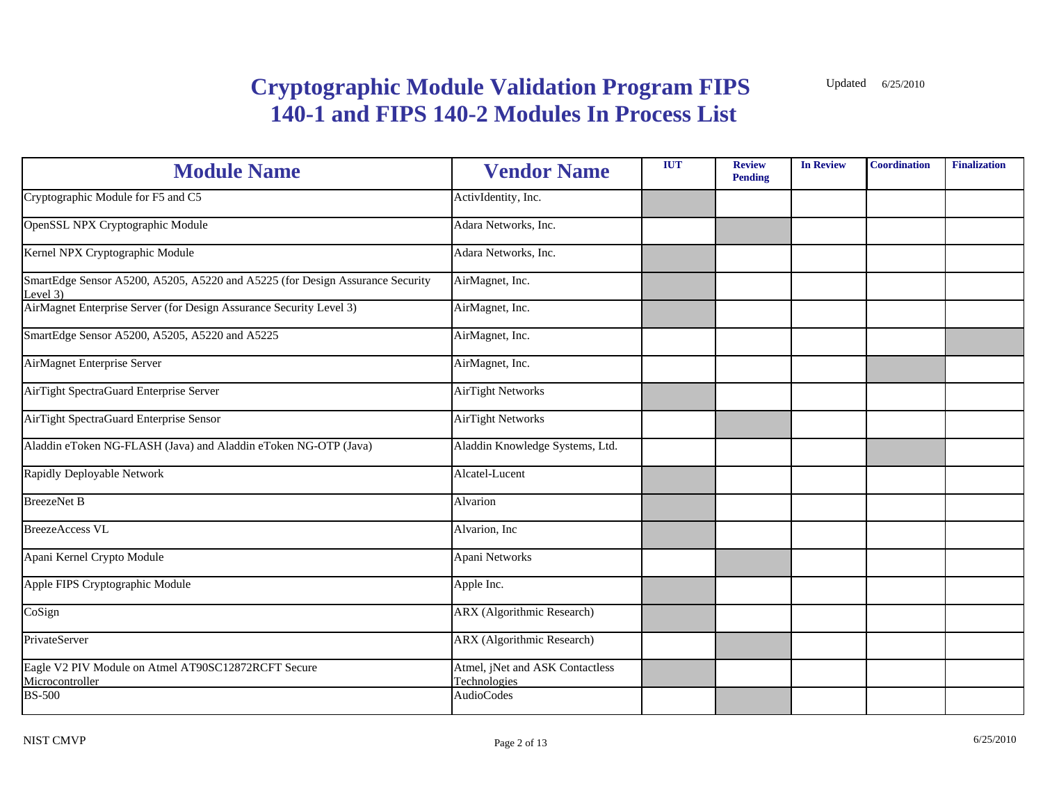# Cryptographic Module Validation Program FIPS 140-1 and FIPS 140-2 Modules In Process List

Updated 6/25/2010

| Module Name | Vendor Name | IUT | Review Pending | In Review | Coordination | Finalization |
|---|---|---|---|---|---|---|
| Cryptographic Module for F5 and C5 | ActivIdentity, Inc. | X | | | | |
| OpenSSL NPX Cryptographic Module | Adara Networks, Inc. | | X | | | |
| Kernel NPX Cryptographic Module | Adara Networks, Inc. | X | | | | |
| SmartEdge Sensor A5200, A5205, A5220 and A5225 (for Design Assurance Security Level 3) | AirMagnet, Inc. | X | | | | |
| AirMagnet Enterprise Server (for Design Assurance Security Level 3) | AirMagnet, Inc. | X | | | | |
| SmartEdge Sensor A5200, A5205, A5220 and A5225 | AirMagnet, Inc. | | | | | X |
| AirMagnet Enterprise Server | AirMagnet, Inc. | | | | X | |
| AirTight SpectraGuard Enterprise Server | AirTight Networks | X | | | | |
| AirTight SpectraGuard Enterprise Sensor | AirTight Networks | | X | | | |
| Aladdin eToken NG-FLASH (Java) and Aladdin eToken NG-OTP (Java) | Aladdin Knowledge Systems, Ltd. | | | | X | |
| Rapidly Deployable Network | Alcatel-Lucent | X | | | | |
| BreezeNet B | Alvarion | X | | | | |
| BreezeAccess VL | Alvarion, Inc | X | | | | |
| Apani Kernel Crypto Module | Apani Networks | | X | | | |
| Apple FIPS Cryptographic Module | Apple Inc. | X | | | | |
| CoSign | ARX (Algorithmic Research) | X | | | | |
| PrivateServer | ARX (Algorithmic Research) | | X | | | |
| Eagle V2 PIV Module on Atmel AT90SC12872RCFT Secure Microcontroller | Atmel, jNet and ASK Contactless Technologies | X | | | | |
| BS-500 | AudioCodes | | X | | | |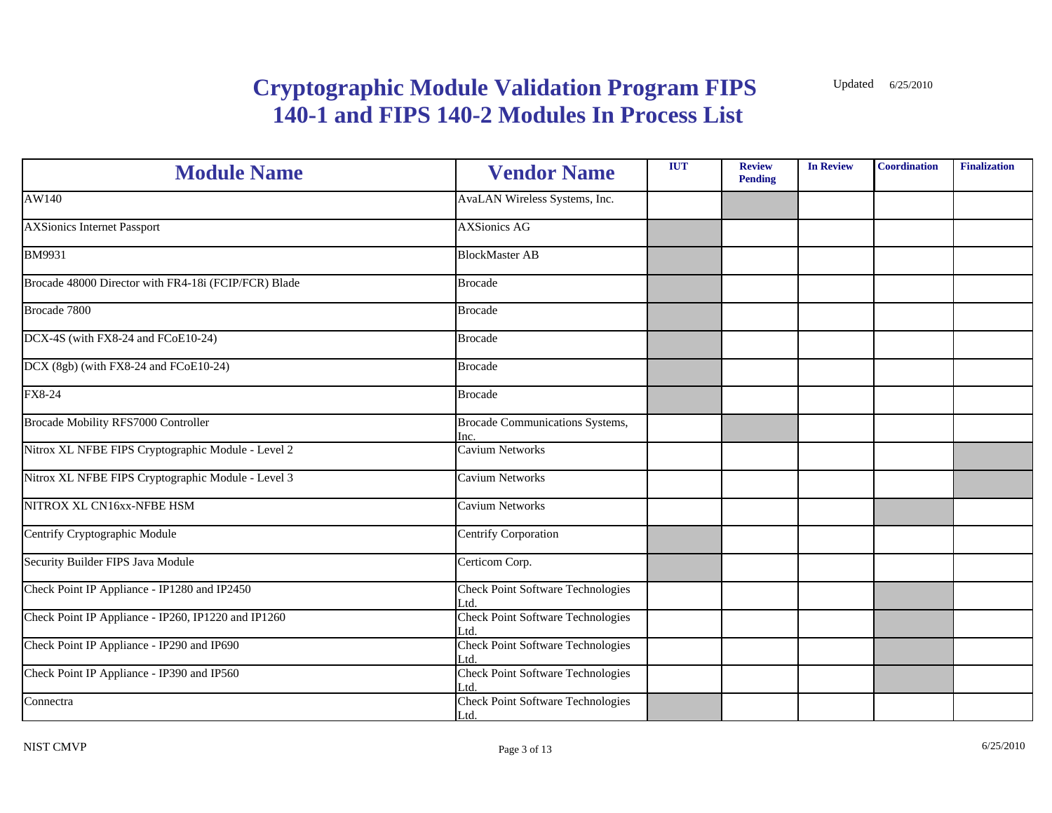# Cryptographic Module Validation Program FIPS 140-1 and FIPS 140-2 Modules In Process List

Updated 6/25/2010

| Module Name | Vendor Name | IUT | Review Pending | In Review | Coordination | Finalization |
|---|---|---|---|---|---|---|
| AW140 | AvaLAN Wireless Systems, Inc. | | | | | |
| AXSionics Internet Passport | AXSionics AG | | | | | |
| BM9931 | BlockMaster AB | | | | | |
| Brocade 48000 Director with FR4-18i (FCIP/FCR) Blade | Brocade | | | | | |
| Brocade 7800 | Brocade | | | | | |
| DCX-4S (with FX8-24 and FCoE10-24) | Brocade | | | | | |
| DCX (8gb) (with FX8-24 and FCoE10-24) | Brocade | | | | | |
| FX8-24 | Brocade | | | | | |
| Brocade Mobility RFS7000 Controller | Brocade Communications Systems, Inc. | | | | | |
| Nitrox XL NFBE FIPS Cryptographic Module - Level 2 | Cavium Networks | | | | | |
| Nitrox XL NFBE FIPS Cryptographic Module - Level 3 | Cavium Networks | | | | | |
| NITROX XL CN16xx-NFBE HSM | Cavium Networks | | | | | |
| Centrify Cryptographic Module | Centrify Corporation | | | | | |
| Security Builder FIPS Java Module | Certicom Corp. | | | | | |
| Check Point IP Appliance - IP1280 and IP2450 | Check Point Software Technologies Ltd. | | | | | |
| Check Point IP Appliance - IP260, IP1220 and IP1260 | Check Point Software Technologies Ltd. | | | | | |
| Check Point IP Appliance - IP290 and IP690 | Check Point Software Technologies Ltd. | | | | | |
| Check Point IP Appliance - IP390 and IP560 | Check Point Software Technologies Ltd. | | | | | |
| Connectra | Check Point Software Technologies Ltd. | | | | | |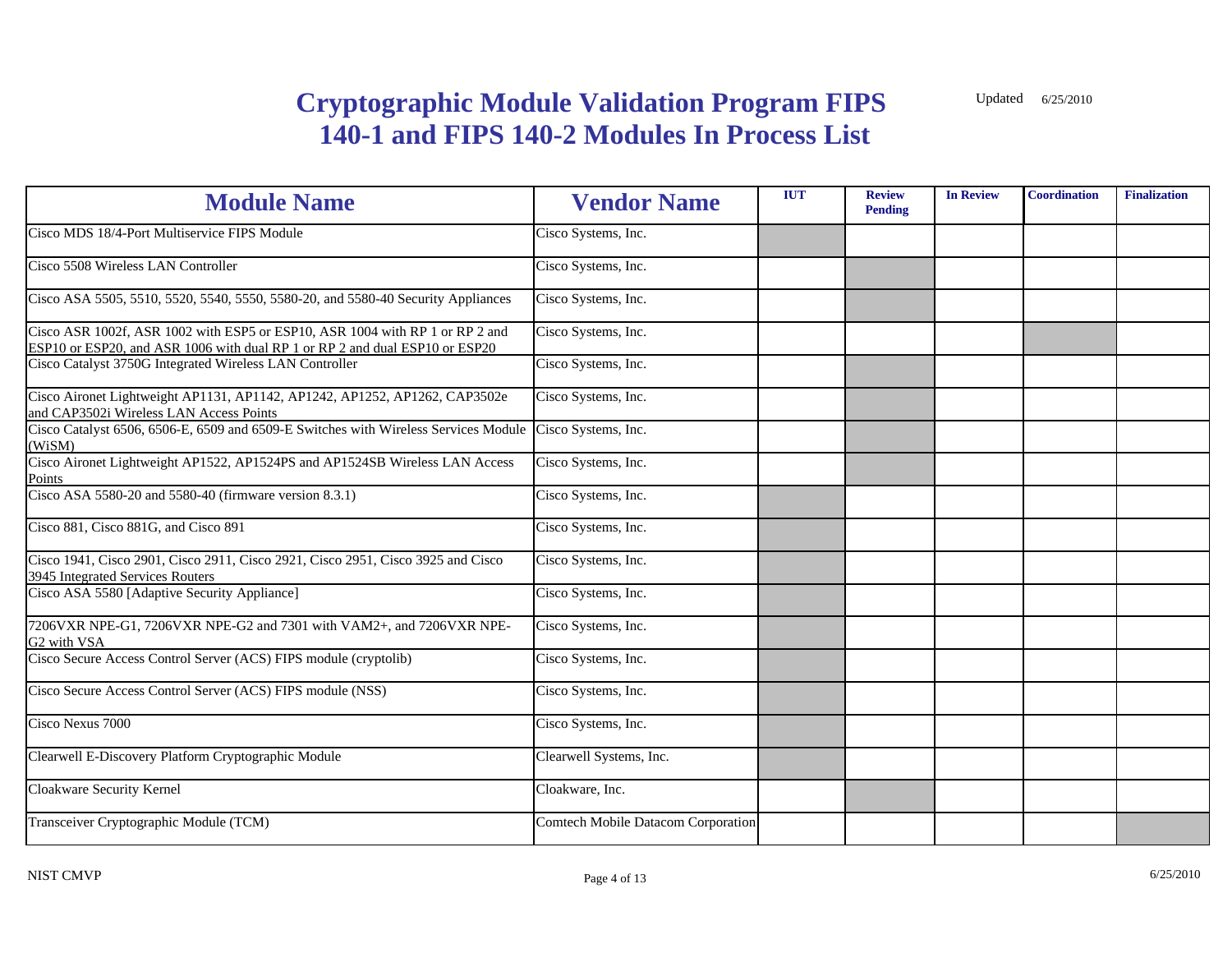# Cryptographic Module Validation Program FIPS 140-1 and FIPS 140-2 Modules In Process List

Updated 6/25/2010

| Module Name | Vendor Name | IUT | Review Pending | In Review | Coordination | Finalization |
|---|---|---|---|---|---|---|
| Cisco MDS 18/4-Port Multiservice FIPS Module | Cisco Systems, Inc. | X | | | | |
| Cisco 5508 Wireless LAN Controller | Cisco Systems, Inc. | | X | | | |
| Cisco ASA 5505, 5510, 5520, 5540, 5550, 5580-20, and 5580-40 Security Appliances | Cisco Systems, Inc. | | X | | | |
| Cisco ASR 1002f, ASR 1002 with ESP5 or ESP10, ASR 1004 with RP 1 or RP 2 and ESP10 or ESP20, and ASR 1006 with dual RP 1 or RP 2 and dual ESP10 or ESP20 | Cisco Systems, Inc. | | | | X | |
| Cisco Catalyst 3750G Integrated Wireless LAN Controller | Cisco Systems, Inc. | | X | | | |
| Cisco Aironet Lightweight AP1131, AP1142, AP1242, AP1252, AP1262, CAP3502e and CAP3502i Wireless LAN Access Points | Cisco Systems, Inc. | | X | | | |
| Cisco Catalyst 6506, 6506-E, 6509 and 6509-E Switches with Wireless Services Module (WiSM) | Cisco Systems, Inc. | | X | | | |
| Cisco Aironet Lightweight AP1522, AP1524PS and AP1524SB Wireless LAN Access Points | Cisco Systems, Inc. | | X | | | |
| Cisco ASA 5580-20 and 5580-40 (firmware version 8.3.1) | Cisco Systems, Inc. | X | | | | |
| Cisco 881, Cisco 881G, and Cisco 891 | Cisco Systems, Inc. | X | | | | |
| Cisco 1941, Cisco 2901, Cisco 2911, Cisco 2921, Cisco 2951, Cisco 3925 and Cisco 3945 Integrated Services Routers | Cisco Systems, Inc. | X | | | | |
| Cisco ASA 5580 [Adaptive Security Appliance] | Cisco Systems, Inc. | X | | | | |
| 7206VXR NPE-G1, 7206VXR NPE-G2 and 7301 with VAM2+, and 7206VXR NPE-G2 with VSA | Cisco Systems, Inc. | X | | | | |
| Cisco Secure Access Control Server (ACS) FIPS module (cryptolib) | Cisco Systems, Inc. | X | | | | |
| Cisco Secure Access Control Server (ACS) FIPS module (NSS) | Cisco Systems, Inc. | X | | | | |
| Cisco Nexus 7000 | Cisco Systems, Inc. | X | | | | |
| Clearwell E-Discovery Platform Cryptographic Module | Clearwell Systems, Inc. | X | | | | |
| Cloakware Security Kernel | Cloakware, Inc. | | X | | | |
| Transceiver Cryptographic Module (TCM) | Comtech Mobile Datacom Corporation | | | | | X |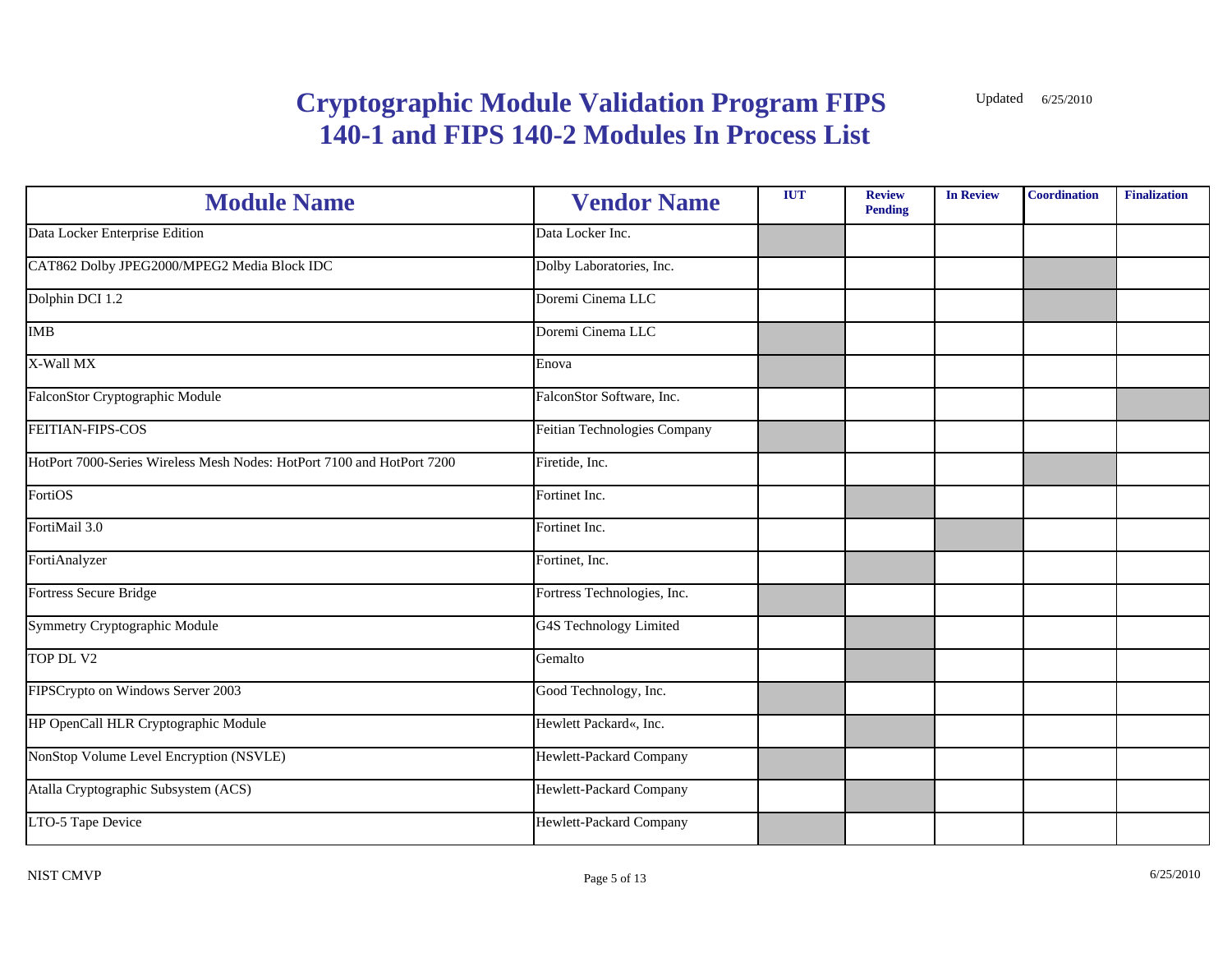# Cryptographic Module Validation Program FIPS 140-1 and FIPS 140-2 Modules In Process List

Updated 6/25/2010

| Module Name | Vendor Name | IUT | Review Pending | In Review | Coordination | Finalization |
|---|---|---|---|---|---|---|
| Data Locker Enterprise Edition | Data Locker Inc. | X | | | | |
| CAT862 Dolby JPEG2000/MPEG2 Media Block IDC | Dolby Laboratories, Inc. | | | | X | |
| Dolphin DCI 1.2 | Doremi Cinema LLC | | | | X | |
| IMB | Doremi Cinema LLC | X | | | | |
| X-Wall MX | Enova | X | | | | |
| FalconStor Cryptographic Module | FalconStor Software, Inc. | | | | | X |
| FEITIAN-FIPS-COS | Feitian Technologies Company | X | | | | |
| HotPort 7000-Series Wireless Mesh Nodes: HotPort 7100 and HotPort 7200 | Firetide, Inc. | | | | X | |
| FortiOS | Fortinet Inc. | | X | | | |
| FortiMail 3.0 | Fortinet Inc. | | | X | | |
| FortiAnalyzer | Fortinet, Inc. | | X | | | |
| Fortress Secure Bridge | Fortress Technologies, Inc. | X | | | | |
| Symmetry Cryptographic Module | G4S Technology Limited | | X | | | |
| TOP DL V2 | Gemalto | | X | | | |
| FIPSCrypto on Windows Server 2003 | Good Technology, Inc. | X | | | | |
| HP OpenCall HLR Cryptographic Module | Hewlett Packard«, Inc. | | X | | | |
| NonStop Volume Level Encryption (NSVLE) | Hewlett-Packard Company | X | | | | |
| Atalla Cryptographic Subsystem (ACS) | Hewlett-Packard Company | | X | | | |
| LTO-5 Tape Device | Hewlett-Packard Company | X | | | | |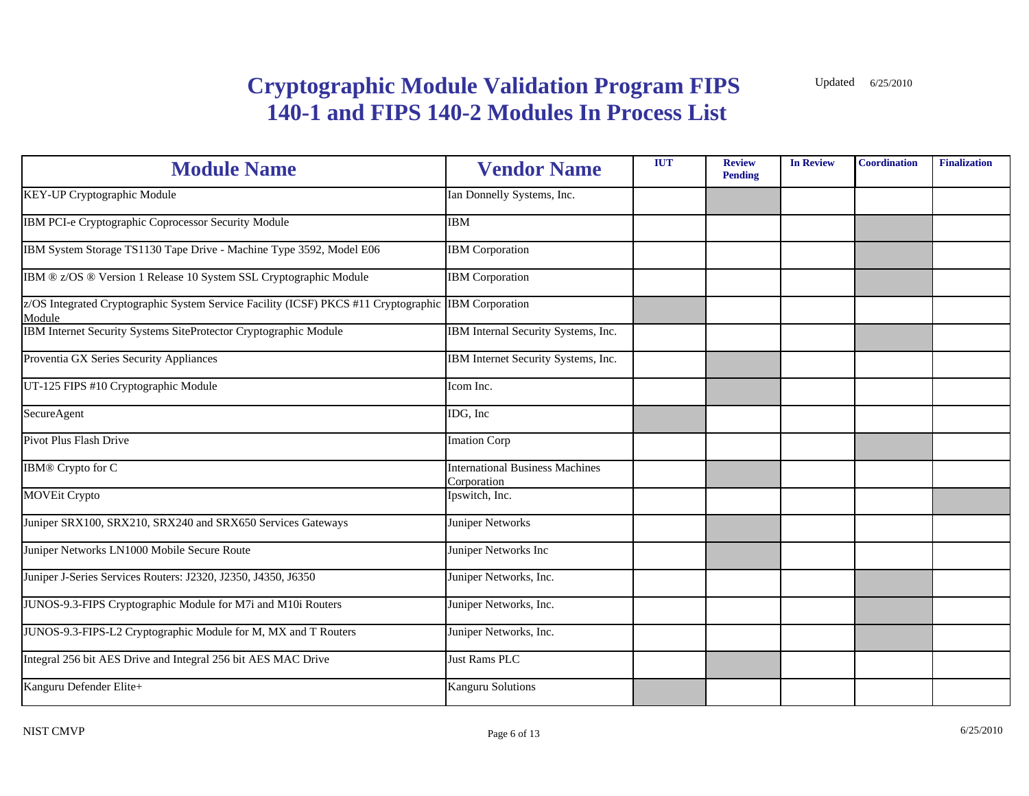# Cryptographic Module Validation Program FIPS 140-1 and FIPS 140-2 Modules In Process List

Updated 6/25/2010

| Module Name | Vendor Name | IUT | Review Pending | In Review | Coordination | Finalization |
|---|---|---|---|---|---|---|
| KEY-UP Cryptographic Module | Ian Donnelly Systems, Inc. | | X | | | |
| IBM PCI-e Cryptographic Coprocessor Security Module | IBM | | | | X | |
| IBM System Storage TS1130 Tape Drive - Machine Type 3592, Model E06 | IBM Corporation | | | | X | |
| IBM ® z/OS ® Version 1 Release 10 System SSL Cryptographic Module | IBM Corporation | | | | X | |
| z/OS Integrated Cryptographic System Service Facility (ICSF) PKCS #11 Cryptographic Module | IBM Corporation | X | | | | |
| IBM Internet Security Systems SiteProtector Cryptographic Module | IBM Internal Security Systems, Inc. | | | | X | |
| Proventia GX Series Security Appliances | IBM Internet Security Systems, Inc. | | X | | | |
| UT-125 FIPS #10 Cryptographic Module | Icom Inc. | | X | | | |
| SecureAgent | IDG, Inc | X | | | | |
| Pivot Plus Flash Drive | Imation Corp | | | | X | |
| IBM® Crypto for C | International Business Machines Corporation | | X | | | |
| MOVEit Crypto | Ipswitch, Inc. | | | | | X |
| Juniper SRX100, SRX210, SRX240 and SRX650 Services Gateways | Juniper Networks | | X | | | |
| Juniper Networks LN1000 Mobile Secure Route | Juniper Networks Inc | | X | | | |
| Juniper J-Series Services Routers: J2320, J2350, J4350, J6350 | Juniper Networks, Inc. | | | | X | |
| JUNOS-9.3-FIPS Cryptographic Module for M7i and M10i Routers | Juniper Networks, Inc. | | | | X | |
| JUNOS-9.3-FIPS-L2 Cryptographic Module for M, MX and T Routers | Juniper Networks, Inc. | | | | X | |
| Integral 256 bit AES Drive and Integral 256 bit AES MAC Drive | Just Rams PLC | | X | | | |
| Kanguru Defender Elite+ | Kanguru Solutions | X | | | | |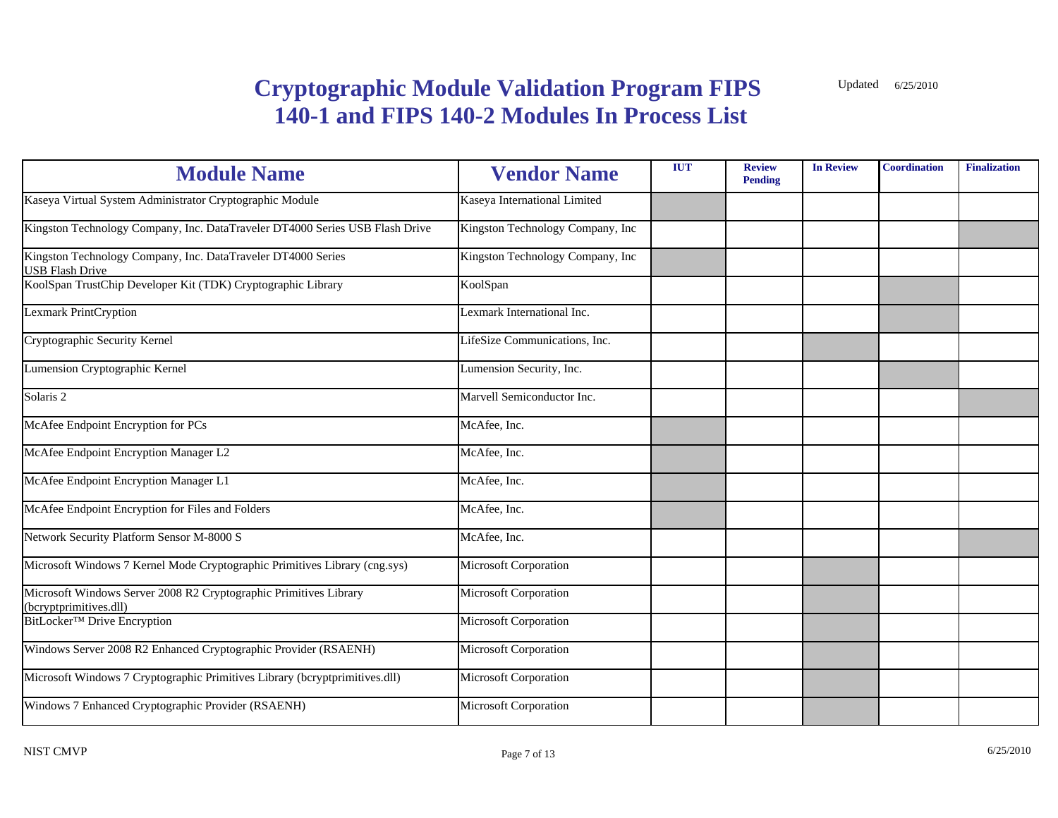# Cryptographic Module Validation Program FIPS 140-1 and FIPS 140-2 Modules In Process List

Updated 6/25/2010

| Module Name | Vendor Name | IUT | Review Pending | In Review | Coordination | Finalization |
|---|---|---|---|---|---|---|
| Kaseya Virtual System Administrator Cryptographic Module | Kaseya International Limited | X | | | | |
| Kingston Technology Company, Inc. DataTraveler DT4000 Series USB Flash Drive | Kingston Technology Company, Inc | | | | | X |
| Kingston Technology Company, Inc. DataTraveler DT4000 Series USB Flash Drive | Kingston Technology Company, Inc | X | | | | |
| KoolSpan TrustChip Developer Kit (TDK) Cryptographic Library | KoolSpan | | | | X | |
| Lexmark PrintCryption | Lexmark International Inc. | | | | X | |
| Cryptographic Security Kernel | LifeSize Communications, Inc. | | | X | | |
| Lumension Cryptographic Kernel | Lumension Security, Inc. | | | | X | |
| Solaris 2 | Marvell Semiconductor Inc. | | | | | X |
| McAfee Endpoint Encryption for PCs | McAfee, Inc. | X | | | | |
| McAfee Endpoint Encryption Manager L2 | McAfee, Inc. | X | | | | |
| McAfee Endpoint Encryption Manager L1 | McAfee, Inc. | X | | | | |
| McAfee Endpoint Encryption for Files and Folders | McAfee, Inc. | X | | | | |
| Network Security Platform Sensor M-8000 S | McAfee, Inc. | | | | | X |
| Microsoft Windows 7 Kernel Mode Cryptographic Primitives Library (cng.sys) | Microsoft Corporation | | | X | | |
| Microsoft Windows Server 2008 R2 Cryptographic Primitives Library (bcryptprimitives.dll) | Microsoft Corporation | | | X | | |
| BitLocker™ Drive Encryption | Microsoft Corporation | | | X | | |
| Windows Server 2008 R2 Enhanced Cryptographic Provider (RSAENH) | Microsoft Corporation | | | X | | |
| Microsoft Windows 7 Cryptographic Primitives Library (bcryptprimitives.dll) | Microsoft Corporation | | | X | | |
| Windows 7 Enhanced Cryptographic Provider (RSAENH) | Microsoft Corporation | | | X | | |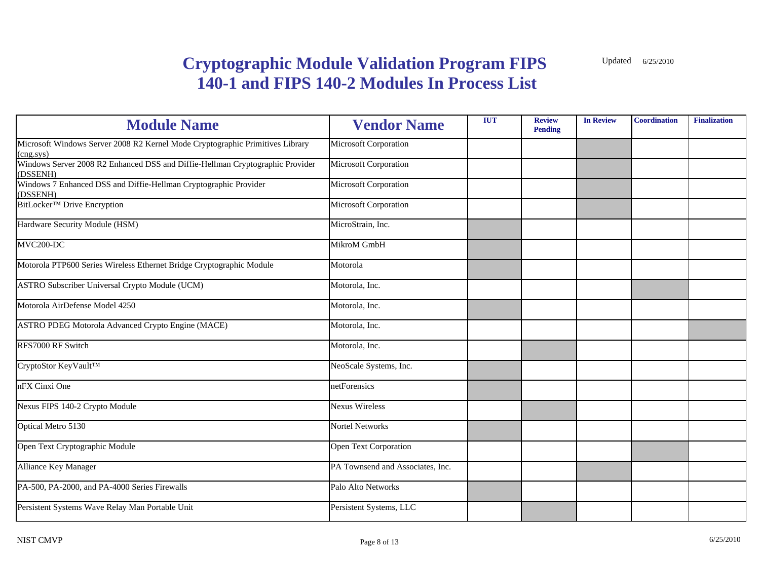# Cryptographic Module Validation Program FIPS 140-1 and FIPS 140-2 Modules In Process List

Updated 6/25/2010

| Module Name | Vendor Name | IUT | Review Pending | In Review | Coordination | Finalization |
|---|---|---|---|---|---|---|
| Microsoft Windows Server 2008 R2 Kernel Mode Cryptographic Primitives Library (cng.sys) | Microsoft Corporation | | | X | | |
| Windows Server 2008 R2 Enhanced DSS and Diffie-Hellman Cryptographic Provider (DSSENH) | Microsoft Corporation | | | X | | |
| Windows 7 Enhanced DSS and Diffie-Hellman Cryptographic Provider (DSSENH) | Microsoft Corporation | | | X | | |
| BitLocker™ Drive Encryption | Microsoft Corporation | | | X | | |
| Hardware Security Module (HSM) | MicroStrain, Inc. | X | | | | |
| MVC200-DC | MikroM GmbH | X | | | | |
| Motorola PTP600 Series Wireless Ethernet Bridge Cryptographic Module | Motorola | X | | | | |
| ASTRO Subscriber Universal Crypto Module (UCM) | Motorola, Inc. | | | | X | |
| Motorola AirDefense Model 4250 | Motorola, Inc. | X | | | | |
| ASTRO PDEG Motorola Advanced Crypto Engine (MACE) | Motorola, Inc. | | | | | X |
| RFS7000 RF Switch | Motorola, Inc. | | X | | | |
| CryptoStor KeyVault™ | NeoScale Systems, Inc. | X | | | | |
| nFX Cinxi One | netForensics | X | | | | |
| Nexus FIPS 140-2 Crypto Module | Nexus Wireless | | X | | | |
| Optical Metro 5130 | Nortel Networks | X | | | | |
| Open Text Cryptographic Module | Open Text Corporation | | | | X | |
| Alliance Key Manager | PA Townsend and Associates, Inc. | | | X | | |
| PA-500, PA-2000, and PA-4000 Series Firewalls | Palo Alto Networks | X | | | | |
| Persistent Systems Wave Relay Man Portable Unit | Persistent Systems, LLC | | X | | | |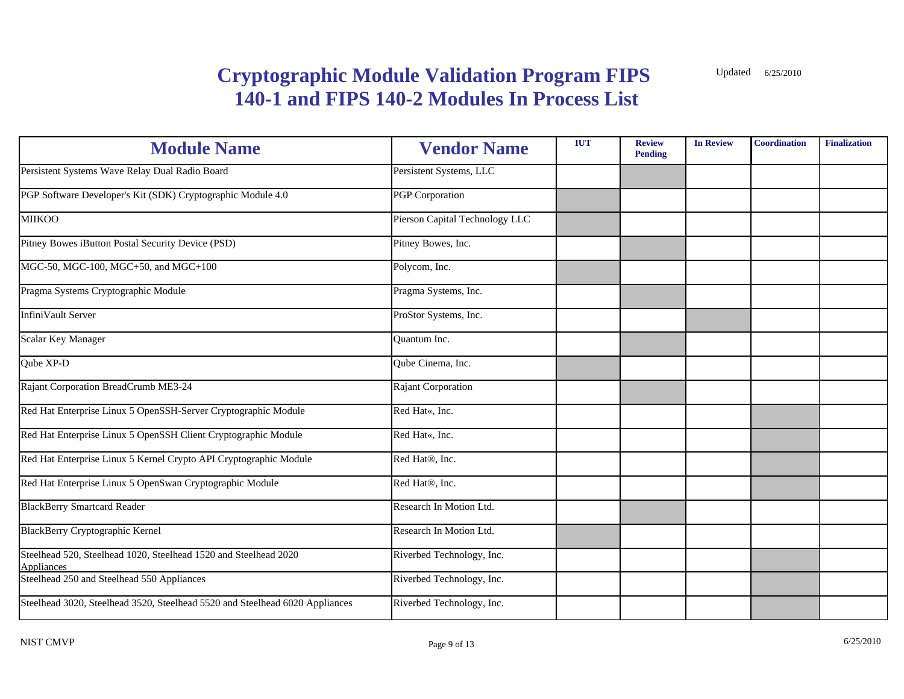# Cryptographic Module Validation Program FIPS 140-1 and FIPS 140-2 Modules In Process List

Updated 6/25/2010

| Module Name | Vendor Name | IUT | Review Pending | In Review | Coordination | Finalization |
|---|---|---|---|---|---|---|
| Persistent Systems Wave Relay Dual Radio Board | Persistent Systems, LLC | | X | | | |
| PGP Software Developer's Kit (SDK) Cryptographic Module 4.0 | PGP Corporation | X | | | | |
| MIIKOO | Pierson Capital Technology LLC | X | | | | |
| Pitney Bowes iButton Postal Security Device (PSD) | Pitney Bowes, Inc. | | X | | | |
| MGC-50, MGC-100, MGC+50, and MGC+100 | Polycom, Inc. | X | | | | |
| Pragma Systems Cryptographic Module | Pragma Systems, Inc. | | X | | | |
| InfiniVault Server | ProStor Systems, Inc. | | | X | | |
| Scalar Key Manager | Quantum Inc. | | X | | | |
| Qube XP-D | Qube Cinema, Inc. | X | | | | |
| Rajant Corporation BreadCrumb ME3-24 | Rajant Corporation | | X | | | |
| Red Hat Enterprise Linux 5 OpenSSH-Server Cryptographic Module | Red Hat«, Inc. | | | | X | |
| Red Hat Enterprise Linux 5 OpenSSH Client Cryptographic Module | Red Hat«, Inc. | | | | X | |
| Red Hat Enterprise Linux 5 Kernel Crypto API Cryptographic Module | Red Hat®, Inc. | | | | X | |
| Red Hat Enterprise Linux 5 OpenSwan Cryptographic Module | Red Hat®, Inc. | | | | X | |
| BlackBerry Smartcard Reader | Research In Motion Ltd. | | X | | | |
| BlackBerry Cryptographic Kernel | Research In Motion Ltd. | X | | | | |
| Steelhead 520, Steelhead 1020, Steelhead 1520 and Steelhead 2020 Appliances | Riverbed Technology, Inc. | | | | X | |
| Steelhead 250 and Steelhead 550 Appliances | Riverbed Technology, Inc. | | | | X | |
| Steelhead 3020, Steelhead 3520, Steelhead 5520 and Steelhead 6020 Appliances | Riverbed Technology, Inc. | | | | X | |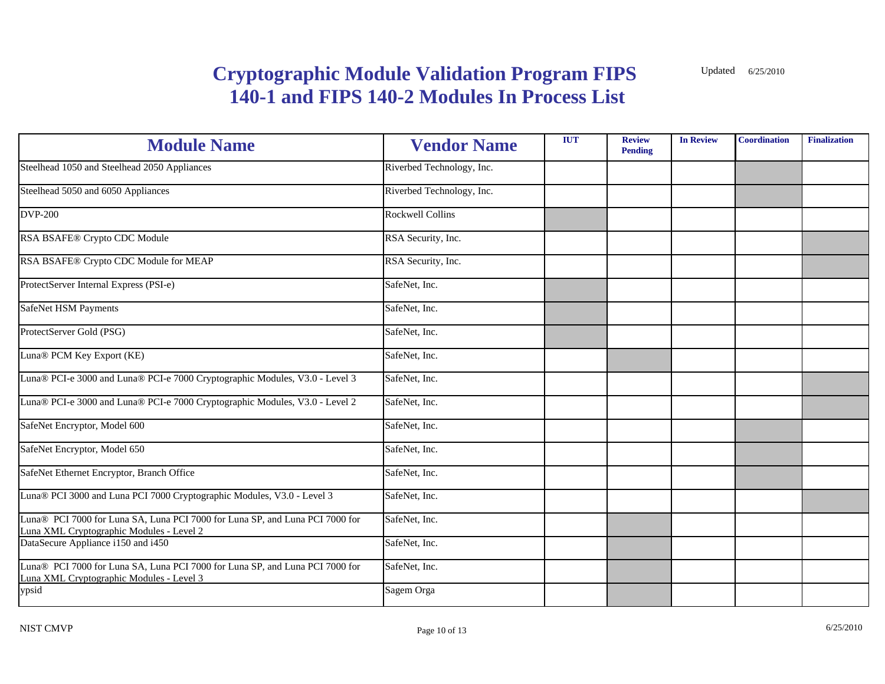# Cryptographic Module Validation Program FIPS 140-1 and FIPS 140-2 Modules In Process List

Updated 6/25/2010

| Module Name | Vendor Name | IUT | Review Pending | In Review | Coordination | Finalization |
|---|---|---|---|---|---|---|
| Steelhead 1050 and Steelhead 2050 Appliances | Riverbed Technology, Inc. | | | | X | |
| Steelhead 5050 and 6050 Appliances | Riverbed Technology, Inc. | | | | X | |
| DVP-200 | Rockwell Collins | X | | | | |
| RSA BSAFE® Crypto CDC Module | RSA Security, Inc. | | | | | X |
| RSA BSAFE® Crypto CDC Module for MEAP | RSA Security, Inc. | | | | | X |
| ProtectServer Internal Express (PSI-e) | SafeNet, Inc. | X | | | | |
| SafeNet HSM Payments | SafeNet, Inc. | X | | | | |
| ProtectServer Gold (PSG) | SafeNet, Inc. | X | | | | |
| Luna® PCM Key Export (KE) | SafeNet, Inc. | | X | | | |
| Luna® PCI-e 3000 and Luna® PCI-e 7000 Cryptographic Modules, V3.0 - Level 3 | SafeNet, Inc. | | | | | X |
| Luna® PCI-e 3000 and Luna® PCI-e 7000 Cryptographic Modules, V3.0 - Level 2 | SafeNet, Inc. | | | | | X |
| SafeNet Encryptor, Model 600 | SafeNet, Inc. | | | | X | |
| SafeNet Encryptor, Model 650 | SafeNet, Inc. | | | | X | |
| SafeNet Ethernet Encryptor, Branch Office | SafeNet, Inc. | | | | X | |
| Luna® PCI 3000 and Luna PCI 7000 Cryptographic Modules, V3.0 - Level 3 | SafeNet, Inc. | | | | | X |
| Luna® PCI 7000 for Luna SA, Luna PCI 7000 for Luna SP, and Luna PCI 7000 for Luna XML Cryptographic Modules - Level 2 | SafeNet, Inc. | | X | | | |
| DataSecure Appliance i150 and i450 | SafeNet, Inc. | | X | | | |
| Luna® PCI 7000 for Luna SA, Luna PCI 7000 for Luna SP, and Luna PCI 7000 for Luna XML Cryptographic Modules - Level 3 | SafeNet, Inc. | | X | | | |
| ypsid | Sagem Orga | | X | | | |

NIST CMVP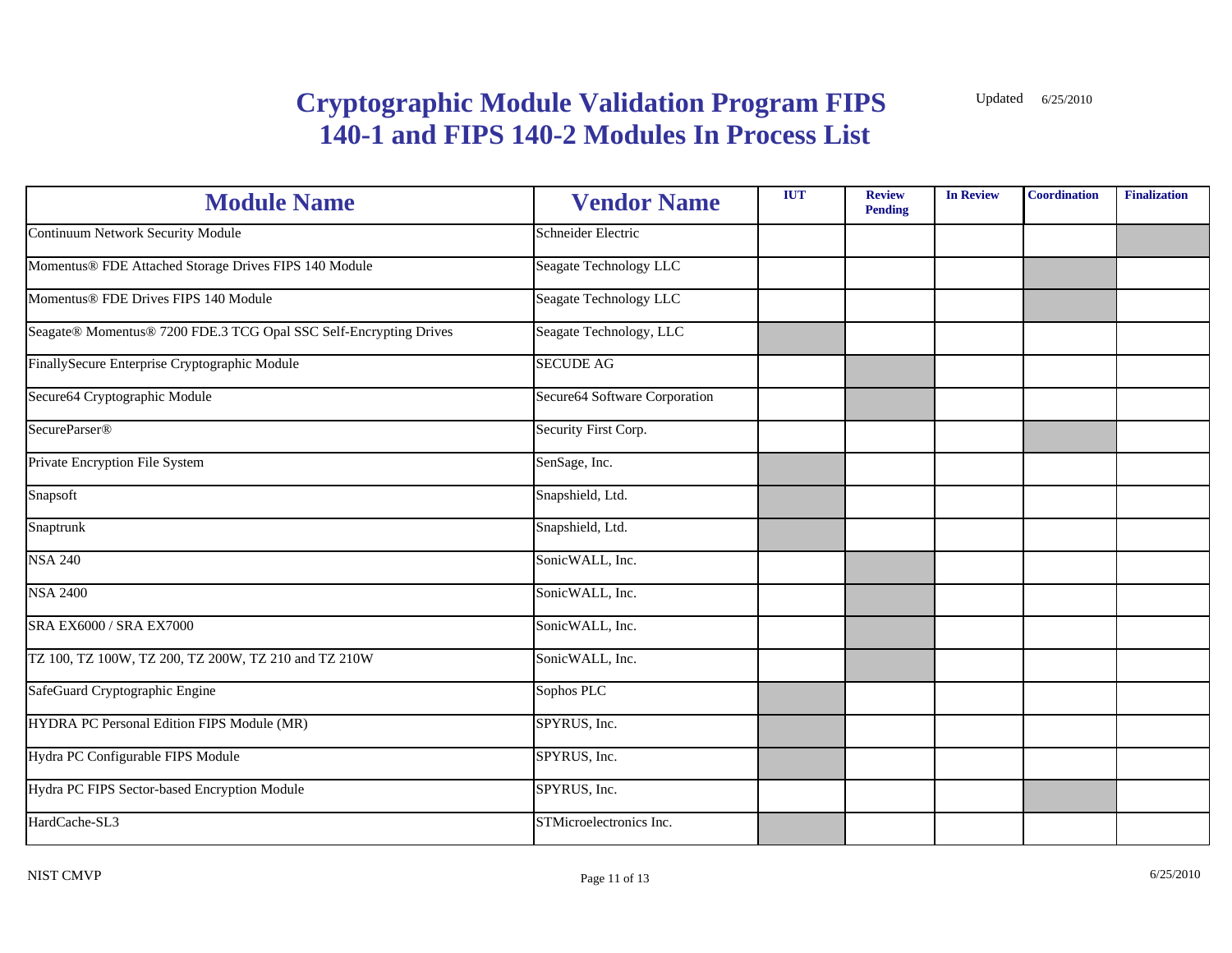# Cryptographic Module Validation Program FIPS 140-1 and FIPS 140-2 Modules In Process List

Updated 6/25/2010

| Module Name | Vendor Name | IUT | Review Pending | In Review | Coordination | Finalization |
|---|---|---|---|---|---|---|
| Continuum Network Security Module | Schneider Electric | | | | | X |
| Momentus® FDE Attached Storage Drives FIPS 140 Module | Seagate Technology LLC | | | | X | |
| Momentus® FDE Drives FIPS 140 Module | Seagate Technology LLC | | | | X | |
| Seagate® Momentus® 7200 FDE.3 TCG Opal SSC Self-Encrypting Drives | Seagate Technology, LLC | X | | | | |
| FinallySecure Enterprise Cryptographic Module | SECUDE AG | | X | | | |
| Secure64 Cryptographic Module | Secure64 Software Corporation | | X | | | |
| SecureParser® | Security First Corp. | | | | X | |
| Private Encryption File System | SenSage, Inc. | X | | | | |
| Snapsoft | Snapshield, Ltd. | X | | | | |
| Snaptrunk | Snapshield, Ltd. | X | | | | |
| NSA 240 | SonicWALL, Inc. | | X | | | |
| NSA 2400 | SonicWALL, Inc. | | X | | | |
| SRA EX6000 / SRA EX7000 | SonicWALL, Inc. | | X | | | |
| TZ 100, TZ 100W, TZ 200, TZ 200W, TZ 210 and TZ 210W | SonicWALL, Inc. | | X | | | |
| SafeGuard Cryptographic Engine | Sophos PLC | X | | | | |
| HYDRA PC Personal Edition FIPS Module (MR) | SPYRUS, Inc. | X | | | | |
| Hydra PC Configurable FIPS Module | SPYRUS, Inc. | X | | | | |
| Hydra PC FIPS Sector-based Encryption Module | SPYRUS, Inc. | | | | X | |
| HardCache-SL3 | STMicroelectronics Inc. | X | | | | |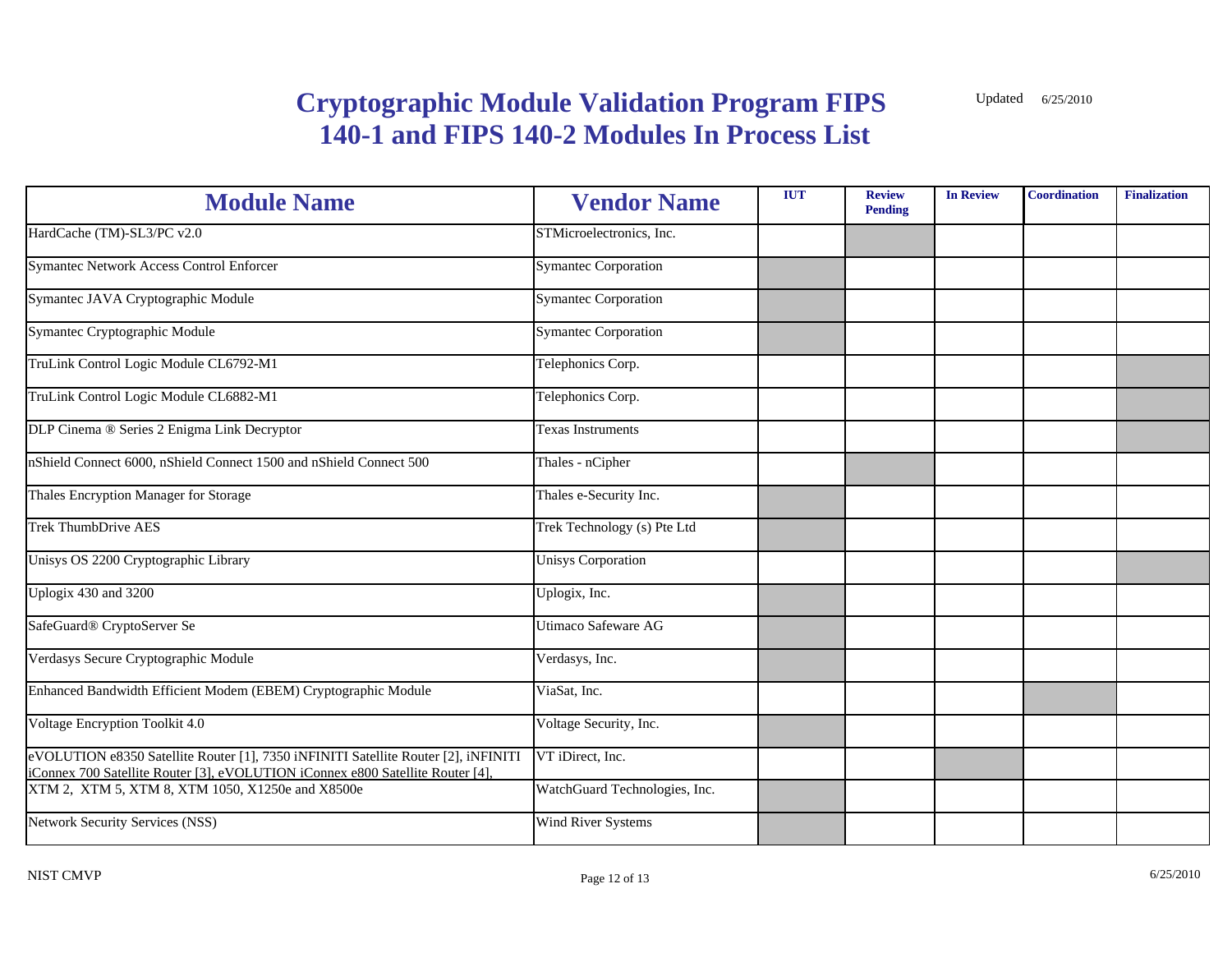# Cryptographic Module Validation Program FIPS 140-1 and FIPS 140-2 Modules In Process List

Updated 6/25/2010

| Module Name | Vendor Name | IUT | Review Pending | In Review | Coordination | Finalization |
|---|---|---|---|---|---|---|
| HardCache (TM)-SL3/PC v2.0 | STMicroelectronics, Inc. | | X | | | |
| Symantec Network Access Control Enforcer | Symantec Corporation | X | | | | |
| Symantec JAVA Cryptographic Module | Symantec Corporation | X | | | | |
| Symantec Cryptographic Module | Symantec Corporation | X | | | | |
| TruLink Control Logic Module CL6792-M1 | Telephonics Corp. | | | | | X |
| TruLink Control Logic Module CL6882-M1 | Telephonics Corp. | | | | | X |
| DLP Cinema ® Series 2 Enigma Link Decryptor | Texas Instruments | | | | | X |
| nShield Connect 6000, nShield Connect 1500 and nShield Connect 500 | Thales - nCipher | | X | | | |
| Thales Encryption Manager for Storage | Thales e-Security Inc. | X | | | | |
| Trek ThumbDrive AES | Trek Technology (s) Pte Ltd | X | | | | |
| Unisys OS 2200 Cryptographic Library | Unisys Corporation | | | | | X |
| Uplogix 430 and 3200 | Uplogix, Inc. | X | | | | |
| SafeGuard® CryptoServer Se | Utimaco Safeware AG | X | | | | |
| Verdasys Secure Cryptographic Module | Verdasys, Inc. | X | | | | |
| Enhanced Bandwidth Efficient Modem (EBEM) Cryptographic Module | ViaSat, Inc. | | | | X | |
| Voltage Encryption Toolkit 4.0 | Voltage Security, Inc. | X | | | | |
| eVOLUTION e8350 Satellite Router [1], 7350 iNFINITI Satellite Router [2], iNFINITI iConnex 700 Satellite Router [3], eVOLUTION iConnex e800 Satellite Router [4], | VT iDirect, Inc. | | | X | | |
| XTM 2, XTM 5, XTM 8, XTM 1050, X1250e and X8500e | WatchGuard Technologies, Inc. | X | | | | |
| Network Security Services (NSS) | Wind River Systems | X | | | | |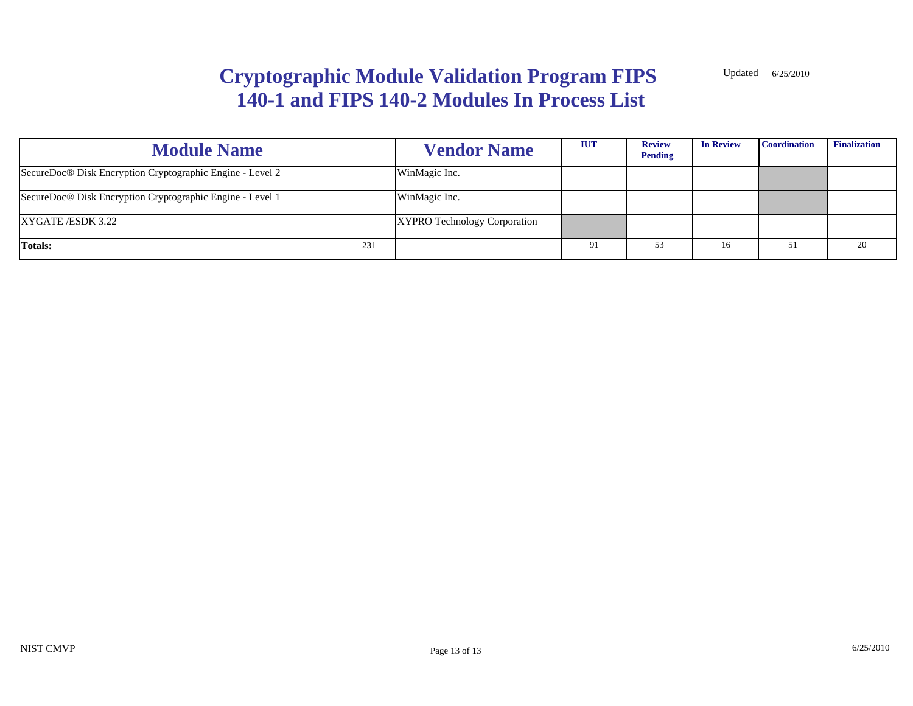# Cryptographic Module Validation Program FIPS 140-1 and FIPS 140-2 Modules In Process List

Updated 6/25/2010

| Module Name | Vendor Name | IUT | Review Pending | In Review | Coordination | Finalization |
|---|---|---|---|---|---|---|
| SecureDoc® Disk Encryption Cryptographic Engine - Level 2 | WinMagic Inc. | | | | | |
| SecureDoc® Disk Encryption Cryptographic Engine - Level 1 | WinMagic Inc. | | | | | |
| XYGATE /ESDK 3.22 | XYPRO Technology Corporation | | | | | |
| **Totals:** 231 | | 91 | 53 | 16 | 51 | 20 |